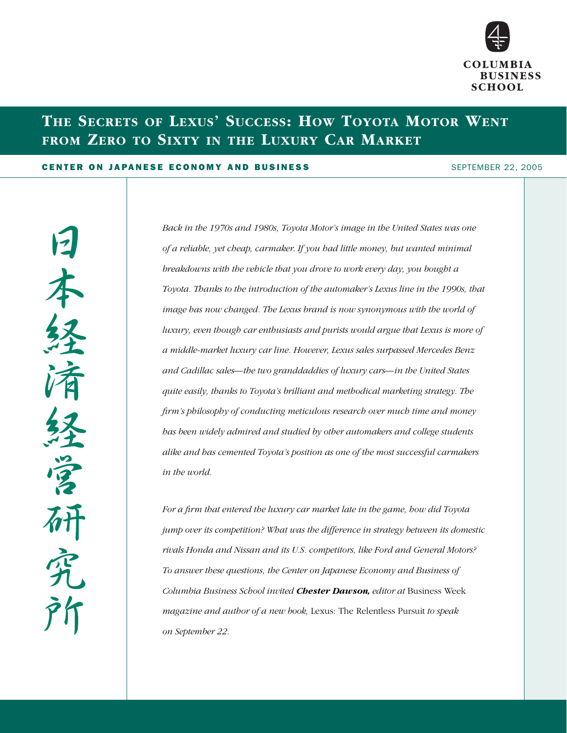COLUMBIA BUSINESS SCHOOL

# The Secrets of Lexus' Success: How Toyota Motor Went from Zero to Sixty in the Luxury Car Market

**CENTER ON JAPANESE ECONOMY AND BUSINESS**

SEPTEMBER 22, 2005

日本経済経営研究所

*Back in the 1970s and 1980s, Toyota Motor's image in the United States was one of a reliable, yet cheap, carmaker. If you had little money, but wanted minimal breakdowns with the vehicle that you drove to work every day, you bought a Toyota. Thanks to the introduction of the automaker's Lexus line in the 1990s, that image has now changed. The Lexus brand is now synonymous with the world of luxury, even though car enthusiasts and purists would argue that Lexus is more of a middle-market luxury car line. However, Lexus sales surpassed Mercedes Benz and Cadillac sales—the two granddaddies of luxury cars—in the United States quite easily, thanks to Toyota's brilliant and methodical marketing strategy. The firm's philosophy of conducting meticulous research over much time and money has been widely admired and studied by other automakers and college students alike and has cemented Toyota's position as one of the most successful carmakers in the world.*

*For a firm that entered the luxury car market late in the game, how did Toyota jump over its competition? What was the difference in strategy between its domestic rivals Honda and Nissan and its U.S. competitors, like Ford and General Motors? To answer these questions, the Center on Japanese Economy and Business of Columbia Business School invited* ***Chester Dawson,*** *editor at* Business Week *magazine and author of a new book,* Lexus: The Relentless Pursuit *to speak on September 22.*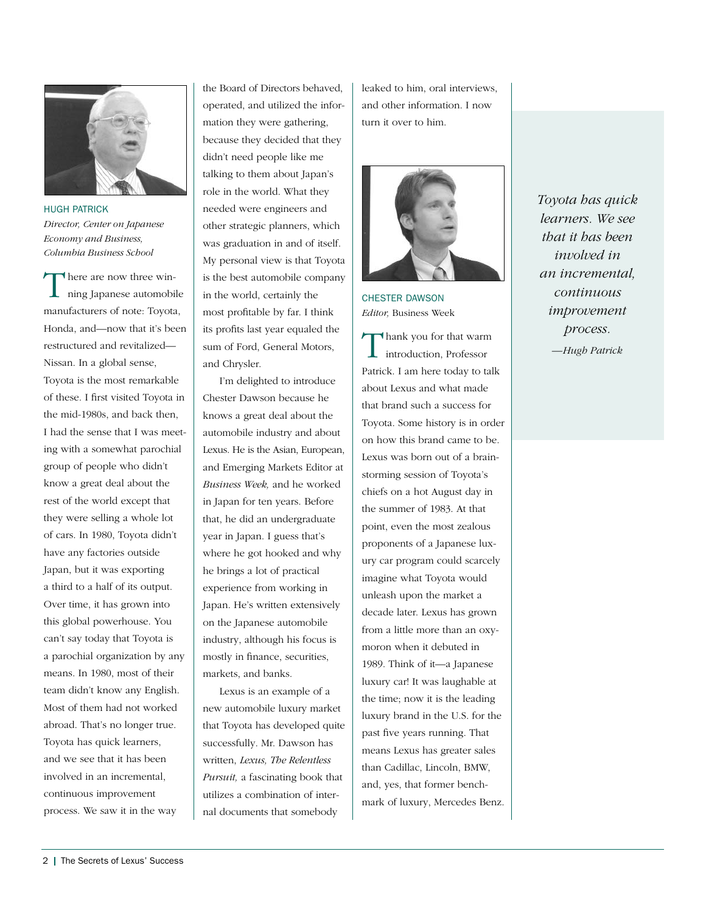HUGH PATRICK
*Director, Center on Japanese Economy and Business, Columbia Business School*

There are now three winning Japanese automobile manufacturers of note: Toyota, Honda, and—now that it's been restructured and revitalized—Nissan. In a global sense, Toyota is the most remarkable of these. I first visited Toyota in the mid-1980s, and back then, I had the sense that I was meeting with a somewhat parochial group of people who didn't know a great deal about the rest of the world except that they were selling a whole lot of cars. In 1980, Toyota didn't have any factories outside Japan, but it was exporting a third to a half of its output. Over time, it has grown into this global powerhouse. You can't say today that Toyota is a parochial organization by any means. In 1980, most of their team didn't know any English. Most of them had not worked abroad. That's no longer true. Toyota has quick learners, and we see that it has been involved in an incremental, continuous improvement process. We saw it in the way the Board of Directors behaved, operated, and utilized the information they were gathering, because they decided that they didn't need people like me talking to them about Japan's role in the world. What they needed were engineers and other strategic planners, which was graduation in and of itself. My personal view is that Toyota is the best automobile company in the world, certainly the most profitable by far. I think its profits last year equaled the sum of Ford, General Motors, and Chrysler.

I'm delighted to introduce Chester Dawson because he knows a great deal about the automobile industry and about Lexus. He is the Asian, European, and Emerging Markets Editor at *Business Week,* and he worked in Japan for ten years. Before that, he did an undergraduate year in Japan. I guess that's where he got hooked and why he brings a lot of practical experience from working in Japan. He's written extensively on the Japanese automobile industry, although his focus is mostly in finance, securities, markets, and banks.

Lexus is an example of a new automobile luxury market that Toyota has developed quite successfully. Mr. Dawson has written, *Lexus, The Relentless Pursuit,* a fascinating book that utilizes a combination of internal documents that somebody leaked to him, oral interviews, and other information. I now turn it over to him.

> *Toyota has quick learners. We see that it has been involved in an incremental, continuous improvement process.*
> *—Hugh Patrick*

CHESTER DAWSON
*Editor,* Business Week

Thank you for that warm introduction, Professor Patrick. I am here today to talk about Lexus and what made that brand such a success for Toyota. Some history is in order on how this brand came to be. Lexus was born out of a brainstorming session of Toyota's chiefs on a hot August day in the summer of 1983. At that point, even the most zealous proponents of a Japanese luxury car program could scarcely imagine what Toyota would unleash upon the market a decade later. Lexus has grown from a little more than an oxymoron when it debuted in 1989. Think of it—a Japanese luxury car! It was laughable at the time; now it is the leading luxury brand in the U.S. for the past five years running. That means Lexus has greater sales than Cadillac, Lincoln, BMW, and, yes, that former benchmark of luxury, Mercedes Benz.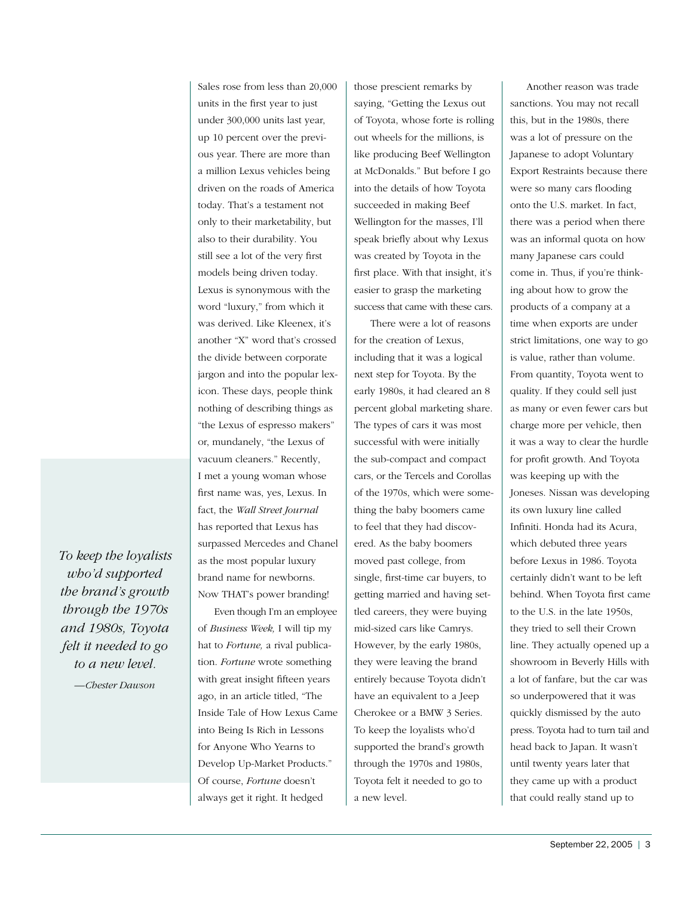Sales rose from less than 20,000 units in the first year to just under 300,000 units last year, up 10 percent over the previous year. There are more than a million Lexus vehicles being driven on the roads of America today. That's a testament not only to their marketability, but also to their durability. You still see a lot of the very first models being driven today. Lexus is synonymous with the word "luxury," from which it was derived. Like Kleenex, it's another "X" word that's crossed the divide between corporate jargon and into the popular lexicon. These days, people think nothing of describing things as "the Lexus of espresso makers" or, mundanely, "the Lexus of vacuum cleaners." Recently, I met a young woman whose first name was, yes, Lexus. In fact, the *Wall Street Journal* has reported that Lexus has surpassed Mercedes and Chanel as the most popular luxury brand name for newborns. Now THAT's power branding!

Even though I'm an employee of *Business Week,* I will tip my hat to *Fortune,* a rival publication. *Fortune* wrote something with great insight fifteen years ago, in an article titled, "The Inside Tale of How Lexus Came into Being Is Rich in Lessons for Anyone Who Yearns to Develop Up-Market Products." Of course, *Fortune* doesn't always get it right. It hedged those prescient remarks by saying, "Getting the Lexus out of Toyota, whose forte is rolling out wheels for the millions, is like producing Beef Wellington at McDonalds." But before I go into the details of how Toyota succeeded in making Beef Wellington for the masses, I'll speak briefly about why Lexus was created by Toyota in the first place. With that insight, it's easier to grasp the marketing success that came with these cars.

There were a lot of reasons for the creation of Lexus, including that it was a logical next step for Toyota. By the early 1980s, it had cleared an 8 percent global marketing share. The types of cars it was most successful with were initially the sub-compact and compact cars, or the Tercels and Corollas of the 1970s, which were something the baby boomers came to feel that they had discovered. As the baby boomers moved past college, from single, first-time car buyers, to getting married and having settled careers, they were buying mid-sized cars like Camrys. However, by the early 1980s, they were leaving the brand entirely because Toyota didn't have an equivalent to a Jeep Cherokee or a BMW 3 Series. To keep the loyalists who'd supported the brand's growth through the 1970s and 1980s, Toyota felt it needed to go to a new level.

> *To keep the loyalists who'd supported the brand's growth through the 1970s and 1980s, Toyota felt it needed to go to a new level.*
>
> *—Chester Dawson*

Another reason was trade sanctions. You may not recall this, but in the 1980s, there was a lot of pressure on the Japanese to adopt Voluntary Export Restraints because there were so many cars flooding onto the U.S. market. In fact, there was a period when there was an informal quota on how many Japanese cars could come in. Thus, if you're thinking about how to grow the products of a company at a time when exports are under strict limitations, one way to go is value, rather than volume. From quantity, Toyota went to quality. If they could sell just as many or even fewer cars but charge more per vehicle, then it was a way to clear the hurdle for profit growth. And Toyota was keeping up with the Joneses. Nissan was developing its own luxury line called Infiniti. Honda had its Acura, which debuted three years before Lexus in 1986. Toyota certainly didn't want to be left behind. When Toyota first came to the U.S. in the late 1950s, they tried to sell their Crown line. They actually opened up a showroom in Beverly Hills with a lot of fanfare, but the car was so underpowered that it was quickly dismissed by the auto press. Toyota had to turn tail and head back to Japan. It wasn't until twenty years later that they came up with a product that could really stand up to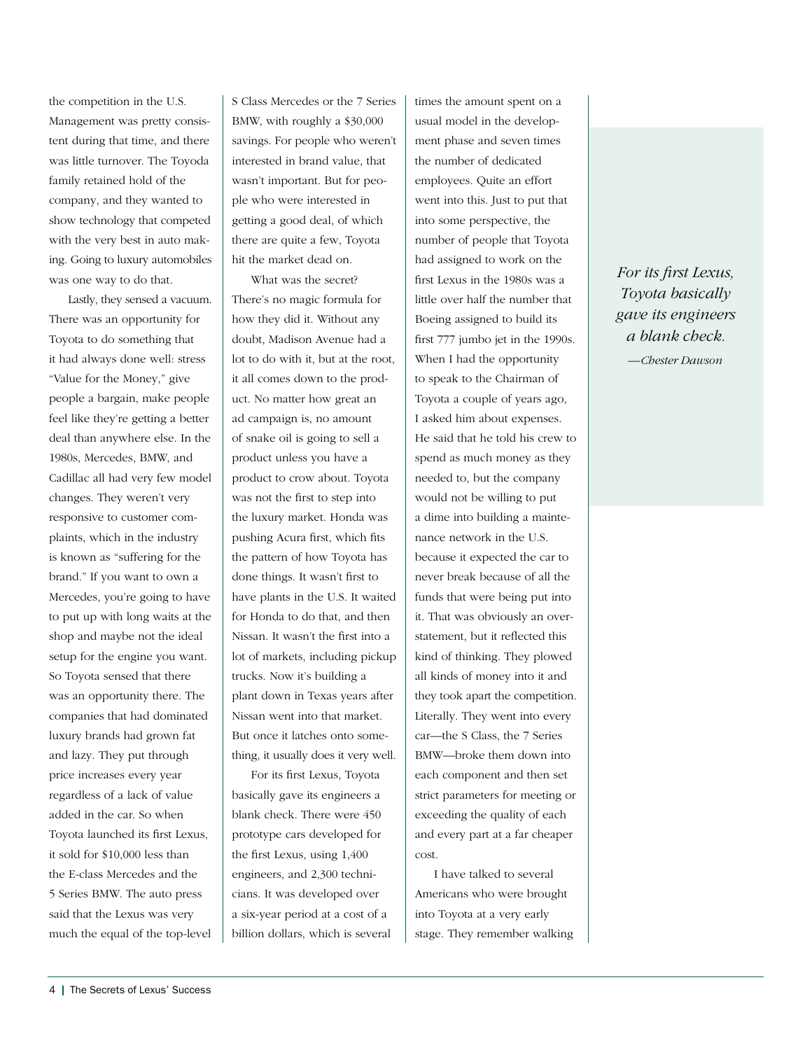the competition in the U.S. Management was pretty consistent during that time, and there was little turnover. The Toyoda family retained hold of the company, and they wanted to show technology that competed with the very best in auto making. Going to luxury automobiles was one way to do that.

Lastly, they sensed a vacuum. There was an opportunity for Toyota to do something that it had always done well: stress "Value for the Money," give people a bargain, make people feel like they're getting a better deal than anywhere else. In the 1980s, Mercedes, BMW, and Cadillac all had very few model changes. They weren't very responsive to customer complaints, which in the industry is known as "suffering for the brand." If you want to own a Mercedes, you're going to have to put up with long waits at the shop and maybe not the ideal setup for the engine you want. So Toyota sensed that there was an opportunity there. The companies that had dominated luxury brands had grown fat and lazy. They put through price increases every year regardless of a lack of value added in the car. So when Toyota launched its first Lexus, it sold for $10,000 less than the E-class Mercedes and the 5 Series BMW. The auto press said that the Lexus was very much the equal of the top-level S Class Mercedes or the 7 Series BMW, with roughly a $30,000 savings. For people who weren't interested in brand value, that wasn't important. But for people who were interested in getting a good deal, of which there are quite a few, Toyota hit the market dead on.

What was the secret? There's no magic formula for how they did it. Without any doubt, Madison Avenue had a lot to do with it, but at the root, it all comes down to the product. No matter how great an ad campaign is, no amount of snake oil is going to sell a product unless you have a product to crow about. Toyota was not the first to step into the luxury market. Honda was pushing Acura first, which fits the pattern of how Toyota has done things. It wasn't first to have plants in the U.S. It waited for Honda to do that, and then Nissan. It wasn't the first into a lot of markets, including pickup trucks. Now it's building a plant down in Texas years after Nissan went into that market. But once it latches onto something, it usually does it very well.

For its first Lexus, Toyota basically gave its engineers a blank check. There were 450 prototype cars developed for the first Lexus, using 1,400 engineers, and 2,300 technicians. It was developed over a six-year period at a cost of a billion dollars, which is several times the amount spent on a usual model in the development phase and seven times the number of dedicated employees. Quite an effort went into this. Just to put that into some perspective, the number of people that Toyota had assigned to work on the first Lexus in the 1980s was a little over half the number that Boeing assigned to build its first 777 jumbo jet in the 1990s. When I had the opportunity to speak to the Chairman of Toyota a couple of years ago, I asked him about expenses. He said that he told his crew to spend as much money as they needed to, but the company would not be willing to put a dime into building a maintenance network in the U.S. because it expected the car to never break because of all the funds that were being put into it. That was obviously an overstatement, but it reflected this kind of thinking. They plowed all kinds of money into it and they took apart the competition. Literally. They went into every car—the S Class, the 7 Series BMW—broke them down into each component and then set strict parameters for meeting or exceeding the quality of each and every part at a far cheaper cost.

> *For its first Lexus, Toyota basically gave its engineers a blank check.*
> *—Chester Dawson*

I have talked to several Americans who were brought into Toyota at a very early stage. They remember walking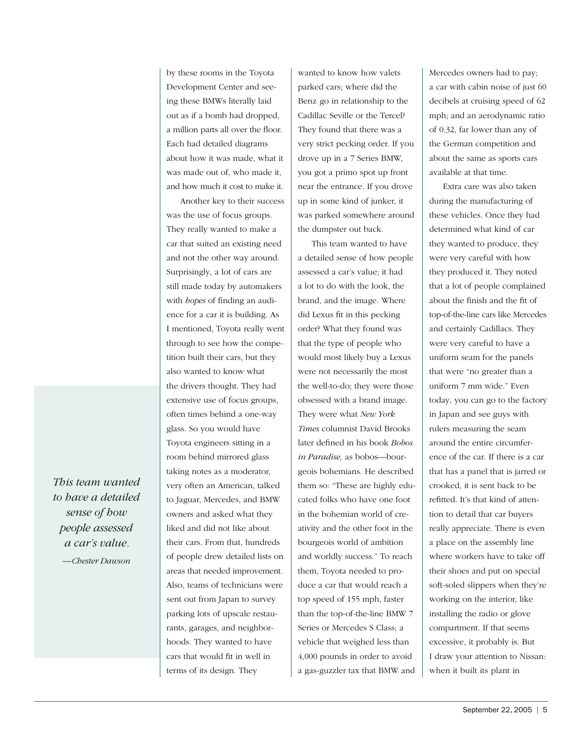by these rooms in the Toyota Development Center and seeing these BMWs literally laid out as if a bomb had dropped, a million parts all over the floor. Each had detailed diagrams about how it was made, what it was made out of, who made it, and how much it cost to make it.

Another key to their success was the use of focus groups. They really wanted to make a car that suited an existing need and not the other way around. Surprisingly, a lot of cars are still made today by automakers with *hopes* of finding an audience for a car it is building. As I mentioned, Toyota really went through to see how the competition built their cars, but they also wanted to know what the drivers thought. They had extensive use of focus groups, often times behind a one-way glass. So you would have Toyota engineers sitting in a room behind mirrored glass taking notes as a moderator, very often an American, talked to Jaguar, Mercedes, and BMW owners and asked what they liked and did not like about their cars. From that, hundreds of people drew detailed lists on areas that needed improvement. Also, teams of technicians were sent out from Japan to survey parking lots of upscale restaurants, garages, and neighborhoods. They wanted to have cars that would fit in well in terms of its design. They wanted to know how valets parked cars; where did the Benz go in relationship to the Cadillac Seville or the Tercel? They found that there was a very strict pecking order. If you drove up in a 7 Series BMW, you got a primo spot up front near the entrance. If you drove up in some kind of junker, it was parked somewhere around the dumpster out back.

> *This team wanted to have a detailed sense of how people assessed a car's value.*
>
> *—Chester Dawson*

This team wanted to have a detailed sense of how people assessed a car's value; it had a lot to do with the look, the brand, and the image. Where did Lexus fit in this pecking order? What they found was that the type of people who would most likely buy a Lexus were not necessarily the most the well-to-do; they were those obsessed with a brand image. They were what *New York Times* columnist David Brooks later defined in his book *Bobos in Paradise,* as bobos—bourgeois bohemians. He described them so: "These are highly educated folks who have one foot in the bohemian world of creativity and the other foot in the bourgeois world of ambition and worldly success." To reach them, Toyota needed to produce a car that would reach a top speed of 155 mph, faster than the top-of-the-line BMW 7 Series or Mercedes S Class; a vehicle that weighed less than 4,000 pounds in order to avoid a gas-guzzler tax that BMW and Mercedes owners had to pay; a car with cabin noise of just 60 decibels at cruising speed of 62 mph; and an aerodynamic ratio of 0.32, far lower than any of the German competition and about the same as sports cars available at that time.

Extra care was also taken during the manufacturing of these vehicles. Once they had determined what kind of car they wanted to produce, they were very careful with how they produced it. They noted that a lot of people complained about the finish and the fit of top-of-the-line cars like Mercedes and certainly Cadillacs. They were very careful to have a uniform seam for the panels that were "no greater than a uniform 7 mm wide." Even today, you can go to the factory in Japan and see guys with rulers measuring the seam around the entire circumference of the car. If there is a car that has a panel that is jarred or crooked, it is sent back to be refitted. It's that kind of attention to detail that car buyers really appreciate. There is even a place on the assembly line where workers have to take off their shoes and put on special soft-soled slippers when they're working on the interior, like installing the radio or glove compartment. If that seems excessive, it probably is. But I draw your attention to Nissan: when it built its plant in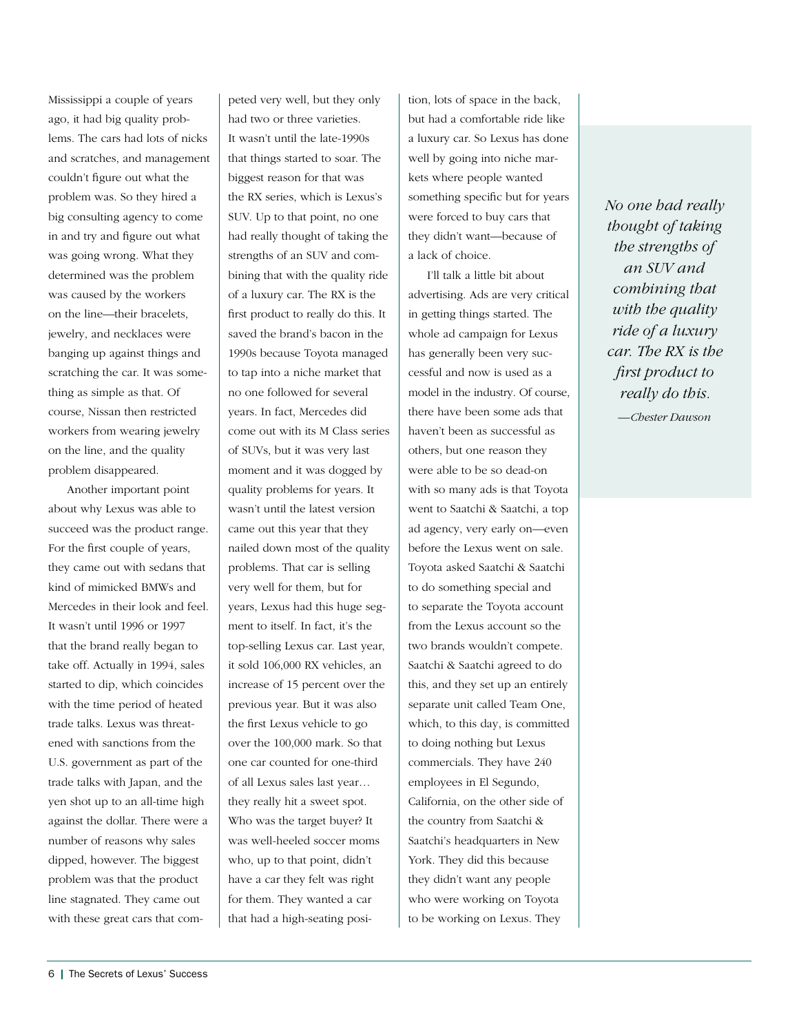Mississippi a couple of years ago, it had big quality problems. The cars had lots of nicks and scratches, and management couldn't figure out what the problem was. So they hired a big consulting agency to come in and try and figure out what was going wrong. What they determined was the problem was caused by the workers on the line—their bracelets, jewelry, and necklaces were banging up against things and scratching the car. It was something as simple as that. Of course, Nissan then restricted workers from wearing jewelry on the line, and the quality problem disappeared.

Another important point about why Lexus was able to succeed was the product range. For the first couple of years, they came out with sedans that kind of mimicked BMWs and Mercedes in their look and feel. It wasn't until 1996 or 1997 that the brand really began to take off. Actually in 1994, sales started to dip, which coincides with the time period of heated trade talks. Lexus was threatened with sanctions from the U.S. government as part of the trade talks with Japan, and the yen shot up to an all-time high against the dollar. There were a number of reasons why sales dipped, however. The biggest problem was that the product line stagnated. They came out with these great cars that competed very well, but they only had two or three varieties. It wasn't until the late-1990s that things started to soar. The biggest reason for that was the RX series, which is Lexus's SUV. Up to that point, no one had really thought of taking the strengths of an SUV and combining that with the quality ride of a luxury car. The RX is the first product to really do this. It saved the brand's bacon in the 1990s because Toyota managed to tap into a niche market that no one followed for several years. In fact, Mercedes did come out with its M Class series of SUVs, but it was very last moment and it was dogged by quality problems for years. It wasn't until the latest version came out this year that they nailed down most of the quality problems. That car is selling very well for them, but for years, Lexus had this huge segment to itself. In fact, it's the top-selling Lexus car. Last year, it sold 106,000 RX vehicles, an increase of 15 percent over the previous year. But it was also the first Lexus vehicle to go over the 100,000 mark. So that one car counted for one-third of all Lexus sales last year… they really hit a sweet spot. Who was the target buyer? It was well-heeled soccer moms who, up to that point, didn't have a car they felt was right for them. They wanted a car that had a high-seating position, lots of space in the back, but had a comfortable ride like a luxury car. So Lexus has done well by going into niche markets where people wanted something specific but for years were forced to buy cars that they didn't want—because of a lack of choice.

I'll talk a little bit about advertising. Ads are very critical in getting things started. The whole ad campaign for Lexus has generally been very successful and now is used as a model in the industry. Of course, there have been some ads that haven't been as successful as others, but one reason they were able to be so dead-on with so many ads is that Toyota went to Saatchi & Saatchi, a top ad agency, very early on—even before the Lexus went on sale. Toyota asked Saatchi & Saatchi to do something special and to separate the Toyota account from the Lexus account so the two brands wouldn't compete. Saatchi & Saatchi agreed to do this, and they set up an entirely separate unit called Team One, which, to this day, is committed to doing nothing but Lexus commercials. They have 240 employees in El Segundo, California, on the other side of the country from Saatchi & Saatchi's headquarters in New York. They did this because they didn't want any people who were working on Toyota to be working on Lexus. They

> *No one had really thought of taking the strengths of an SUV and combining that with the quality ride of a luxury car. The RX is the first product to really do this.*
>
> *—Chester Dawson*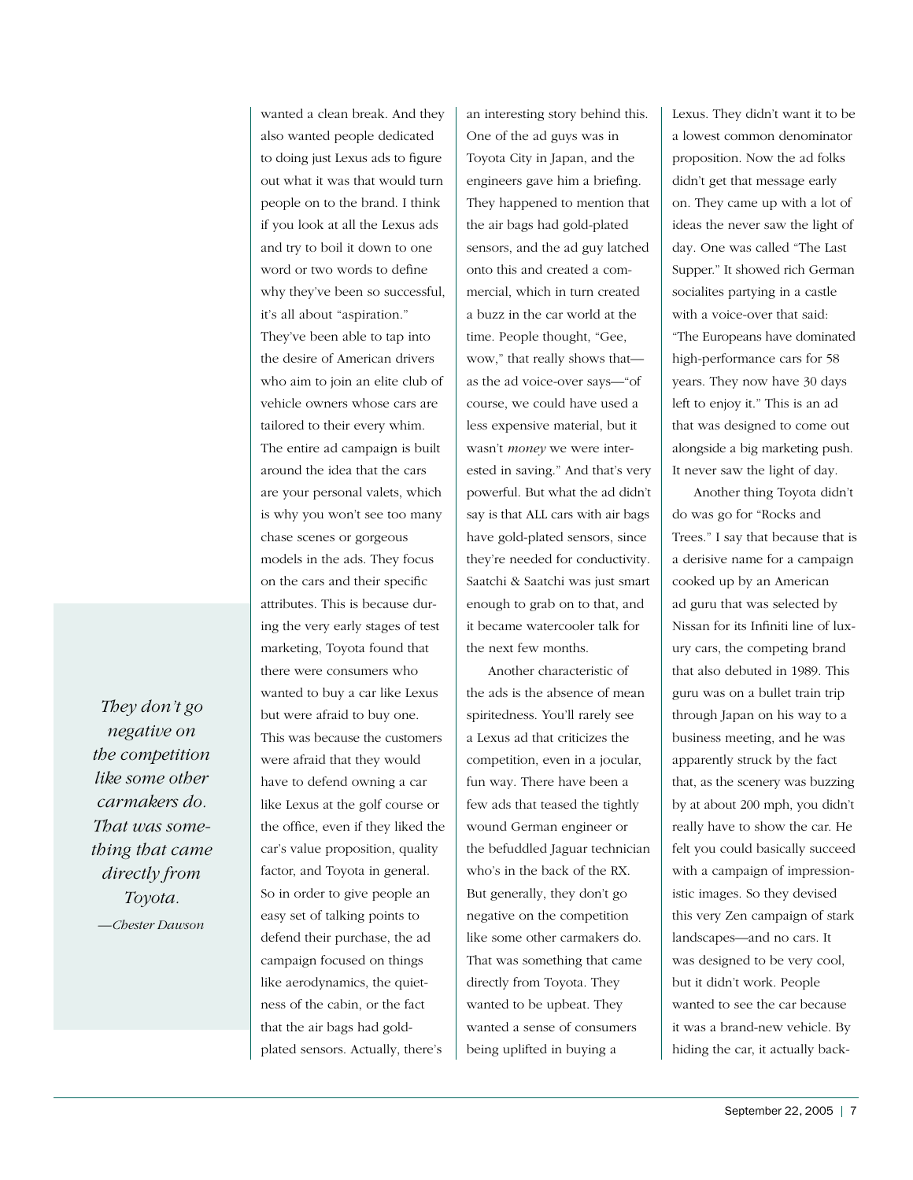wanted a clean break. And they also wanted people dedicated to doing just Lexus ads to figure out what it was that would turn people on to the brand. I think if you look at all the Lexus ads and try to boil it down to one word or two words to define why they've been so successful, it's all about "aspiration." They've been able to tap into the desire of American drivers who aim to join an elite club of vehicle owners whose cars are tailored to their every whim. The entire ad campaign is built around the idea that the cars are your personal valets, which is why you won't see too many chase scenes or gorgeous models in the ads. They focus on the cars and their specific attributes. This is because during the very early stages of test marketing, Toyota found that there were consumers who wanted to buy a car like Lexus but were afraid to buy one. This was because the customers were afraid that they would have to defend owning a car like Lexus at the golf course or the office, even if they liked the car's value proposition, quality factor, and Toyota in general. So in order to give people an easy set of talking points to defend their purchase, the ad campaign focused on things like aerodynamics, the quietness of the cabin, or the fact that the air bags had gold-plated sensors. Actually, there's an interesting story behind this. One of the ad guys was in Toyota City in Japan, and the engineers gave him a briefing. They happened to mention that the air bags had gold-plated sensors, and the ad guy latched onto this and created a commercial, which in turn created a buzz in the car world at the time. People thought, "Gee, wow," that really shows that—as the ad voice-over says—"of course, we could have used a less expensive material, but it wasn't *money* we were interested in saving." And that's very powerful. But what the ad didn't say is that ALL cars with air bags have gold-plated sensors, since they're needed for conductivity. Saatchi & Saatchi was just smart enough to grab on to that, and it became watercooler talk for the next few months.

Another characteristic of the ads is the absence of mean spiritedness. You'll rarely see a Lexus ad that criticizes the competition, even in a jocular, fun way. There have been a few ads that teased the tightly wound German engineer or the befuddled Jaguar technician who's in the back of the RX. But generally, they don't go negative on the competition like some other carmakers do. That was something that came directly from Toyota. They wanted to be upbeat. They wanted a sense of consumers being uplifted in buying a Lexus. They didn't want it to be a lowest common denominator proposition. Now the ad folks didn't get that message early on. They came up with a lot of ideas the never saw the light of day. One was called "The Last Supper." It showed rich German socialites partying in a castle with a voice-over that said: "The Europeans have dominated high-performance cars for 58 years. They now have 30 days left to enjoy it." This is an ad that was designed to come out alongside a big marketing push. It never saw the light of day.

> *They don't go negative on the competition like some other carmakers do. That was something that came directly from Toyota.*
>
> *—Chester Dawson*

Another thing Toyota didn't do was go for "Rocks and Trees." I say that because that is a derisive name for a campaign cooked up by an American ad guru that was selected by Nissan for its Infiniti line of luxury cars, the competing brand that also debuted in 1989. This guru was on a bullet train trip through Japan on his way to a business meeting, and he was apparently struck by the fact that, as the scenery was buzzing by at about 200 mph, you didn't really have to show the car. He felt you could basically succeed with a campaign of impressionistic images. So they devised this very Zen campaign of stark landscapes—and no cars. It was designed to be very cool, but it didn't work. People wanted to see the car because it was a brand-new vehicle. By hiding the car, it actually back-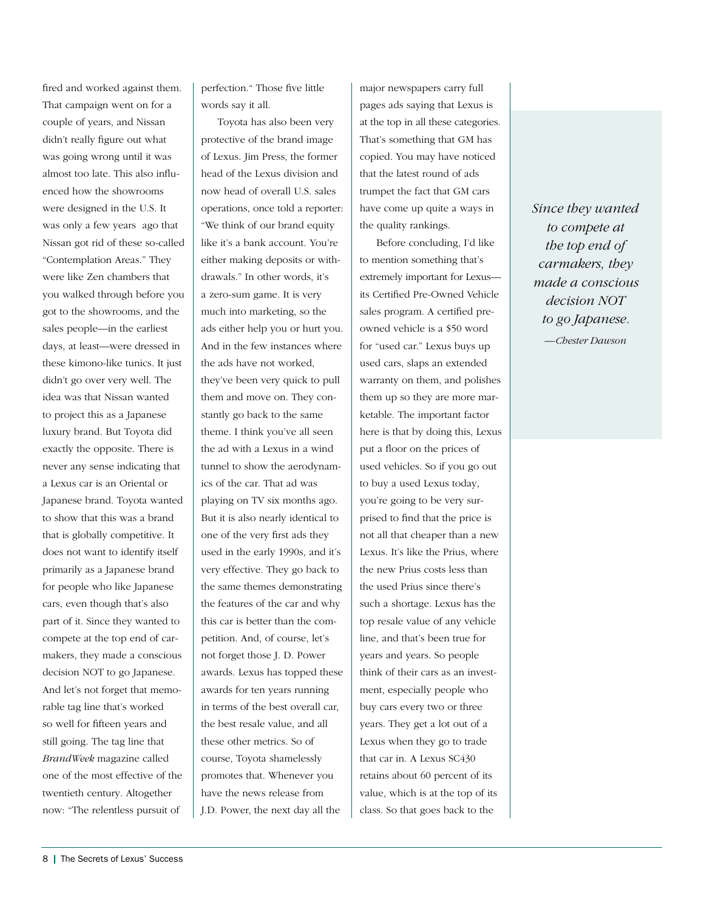fired and worked against them. That campaign went on for a couple of years, and Nissan didn't really figure out what was going wrong until it was almost too late. This also influenced how the showrooms were designed in the U.S. It was only a few years ago that Nissan got rid of these so-called "Contemplation Areas." They were like Zen chambers that you walked through before you got to the showrooms, and the sales people—in the earliest days, at least—were dressed in these kimono-like tunics. It just didn't go over very well. The idea was that Nissan wanted to project this as a Japanese luxury brand. But Toyota did exactly the opposite. There is never any sense indicating that a Lexus car is an Oriental or Japanese brand. Toyota wanted to show that this was a brand that is globally competitive. It does not want to identify itself primarily as a Japanese brand for people who like Japanese cars, even though that's also part of it. Since they wanted to compete at the top end of carmakers, they made a conscious decision NOT to go Japanese. And let's not forget that memorable tag line that's worked so well for fifteen years and still going. The tag line that *BrandWeek* magazine called one of the most effective of the twentieth century. Altogether now: "The relentless pursuit of perfection." Those five little words say it all.

Toyota has also been very protective of the brand image of Lexus. Jim Press, the former head of the Lexus division and now head of overall U.S. sales operations, once told a reporter: "We think of our brand equity like it's a bank account. You're either making deposits or withdrawals." In other words, it's a zero-sum game. It is very much into marketing, so the ads either help you or hurt you. And in the few instances where the ads have not worked, they've been very quick to pull them and move on. They constantly go back to the same theme. I think you've all seen the ad with a Lexus in a wind tunnel to show the aerodynamics of the car. That ad was playing on TV six months ago. But it is also nearly identical to one of the very first ads they used in the early 1990s, and it's very effective. They go back to the same themes demonstrating the features of the car and why this car is better than the competition. And, of course, let's not forget those J. D. Power awards. Lexus has topped these awards for ten years running in terms of the best overall car, the best resale value, and all these other metrics. So of course, Toyota shamelessly promotes that. Whenever you have the news release from J.D. Power, the next day all the major newspapers carry full pages ads saying that Lexus is at the top in all these categories. That's something that GM has copied. You may have noticed that the latest round of ads trumpet the fact that GM cars have come up quite a ways in the quality rankings.

Before concluding, I'd like to mention something that's extremely important for Lexus—its Certified Pre-Owned Vehicle sales program. A certified pre-owned vehicle is a $50 word for "used car." Lexus buys up used cars, slaps an extended warranty on them, and polishes them up so they are more marketable. The important factor here is that by doing this, Lexus put a floor on the prices of used vehicles. So if you go out to buy a used Lexus today, you're going to be very surprised to find that the price is not all that cheaper than a new Lexus. It's like the Prius, where the new Prius costs less than the used Prius since there's such a shortage. Lexus has the top resale value of any vehicle line, and that's been true for years and years. So people think of their cars as an investment, especially people who buy cars every two or three years. They get a lot out of a Lexus when they go to trade that car in. A Lexus SC430 retains about 60 percent of its value, which is at the top of its class. So that goes back to the

> *Since they wanted to compete at the top end of carmakers, they made a conscious decision NOT to go Japanese.*
>
> *—Chester Dawson*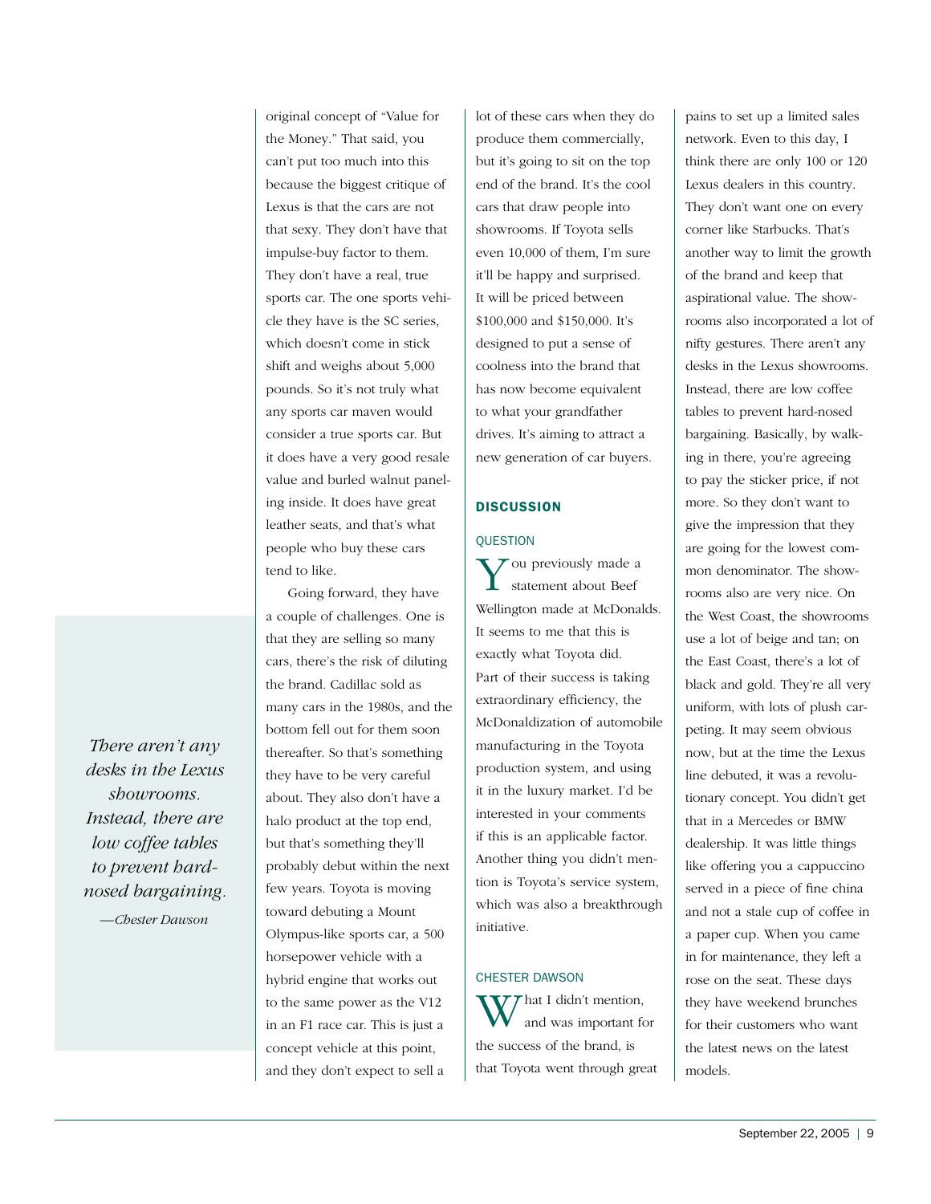original concept of "Value for the Money." That said, you can't put too much into this because the biggest critique of Lexus is that the cars are not that sexy. They don't have that impulse-buy factor to them. They don't have a real, true sports car. The one sports vehicle they have is the SC series, which doesn't come in stick shift and weighs about 5,000 pounds. So it's not truly what any sports car maven would consider a true sports car. But it does have a very good resale value and burled walnut paneling inside. It does have great leather seats, and that's what people who buy these cars tend to like.

Going forward, they have a couple of challenges. One is that they are selling so many cars, there's the risk of diluting the brand. Cadillac sold as many cars in the 1980s, and the bottom fell out for them soon thereafter. So that's something they have to be very careful about. They also don't have a halo product at the top end, but that's something they'll probably debut within the next few years. Toyota is moving toward debuting a Mount Olympus-like sports car, a 500 horsepower vehicle with a hybrid engine that works out to the same power as the V12 in an F1 race car. This is just a concept vehicle at this point, and they don't expect to sell a lot of these cars when they do produce them commercially, but it's going to sit on the top end of the brand. It's the cool cars that draw people into showrooms. If Toyota sells even 10,000 of them, I'm sure it'll be happy and surprised. It will be priced between $100,000 and $150,000. It's designed to put a sense of coolness into the brand that has now become equivalent to what your grandfather drives. It's aiming to attract a new generation of car buyers.

> *There aren't any desks in the Lexus showrooms. Instead, there are low coffee tables to prevent hard-nosed bargaining.*
>
> *—Chester Dawson*

## DISCUSSION

### QUESTION

You previously made a statement about Beef Wellington made at McDonalds. It seems to me that this is exactly what Toyota did. Part of their success is taking extraordinary efficiency, the McDonaldization of automobile manufacturing in the Toyota production system, and using it in the luxury market. I'd be interested in your comments if this is an applicable factor. Another thing you didn't mention is Toyota's service system, which was also a breakthrough initiative.

### CHESTER DAWSON

What I didn't mention, and was important for the success of the brand, is that Toyota went through great pains to set up a limited sales network. Even to this day, I think there are only 100 or 120 Lexus dealers in this country. They don't want one on every corner like Starbucks. That's another way to limit the growth of the brand and keep that aspirational value. The showrooms also incorporated a lot of nifty gestures. There aren't any desks in the Lexus showrooms. Instead, there are low coffee tables to prevent hard-nosed bargaining. Basically, by walking in there, you're agreeing to pay the sticker price, if not more. So they don't want to give the impression that they are going for the lowest common denominator. The showrooms also are very nice. On the West Coast, the showrooms use a lot of beige and tan; on the East Coast, there's a lot of black and gold. They're all very uniform, with lots of plush carpeting. It may seem obvious now, but at the time the Lexus line debuted, it was a revolutionary concept. You didn't get that in a Mercedes or BMW dealership. It was little things like offering you a cappuccino served in a piece of fine china and not a stale cup of coffee in a paper cup. When you came in for maintenance, they left a rose on the seat. These days they have weekend brunches for their customers who want the latest news on the latest models.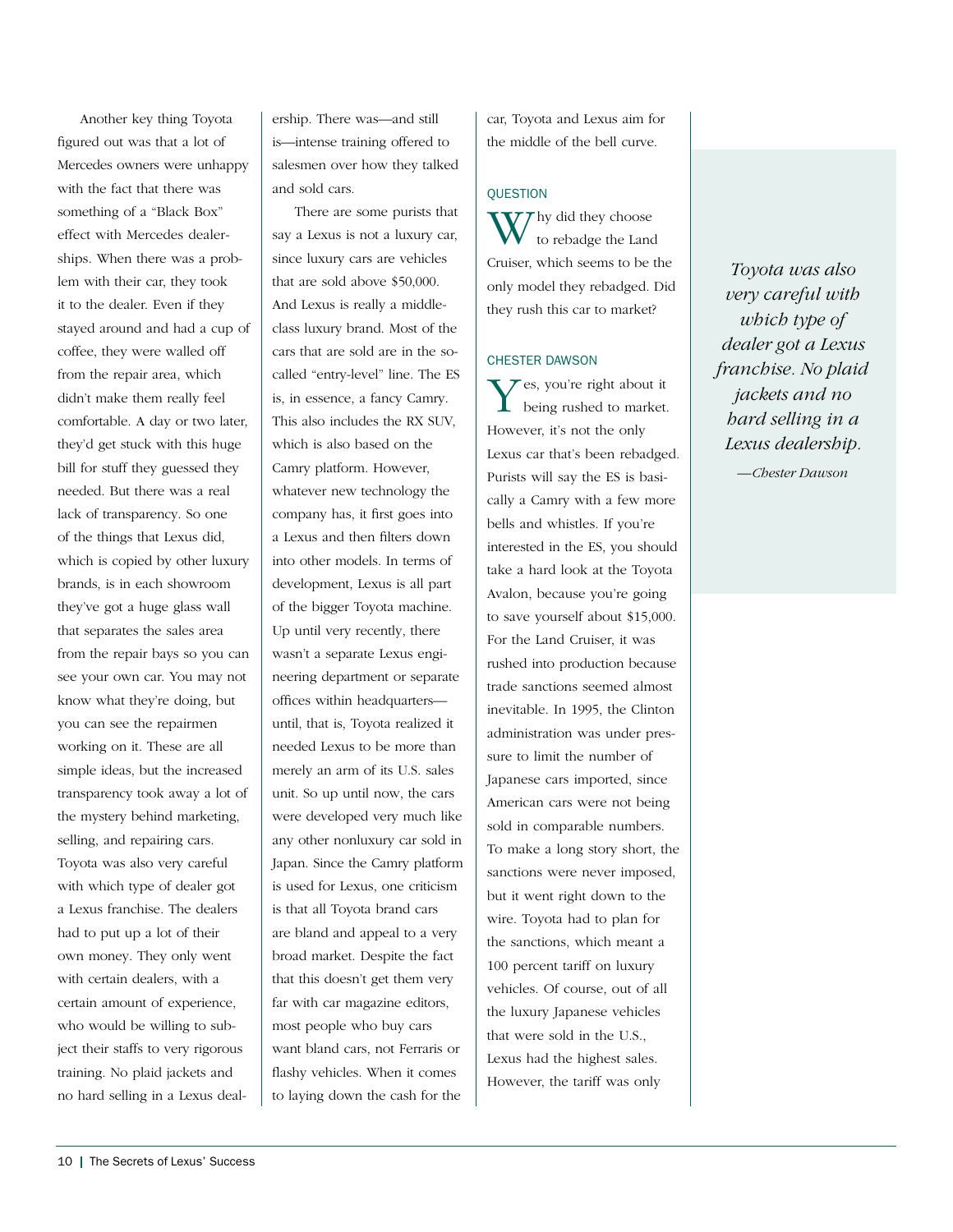Another key thing Toyota figured out was that a lot of Mercedes owners were unhappy with the fact that there was something of a "Black Box" effect with Mercedes dealerships. When there was a problem with their car, they took it to the dealer. Even if they stayed around and had a cup of coffee, they were walled off from the repair area, which didn't make them really feel comfortable. A day or two later, they'd get stuck with this huge bill for stuff they guessed they needed. But there was a real lack of transparency. So one of the things that Lexus did, which is copied by other luxury brands, is in each showroom they've got a huge glass wall that separates the sales area from the repair bays so you can see your own car. You may not know what they're doing, but you can see the repairmen working on it. These are all simple ideas, but the increased transparency took away a lot of the mystery behind marketing, selling, and repairing cars. Toyota was also very careful with which type of dealer got a Lexus franchise. The dealers had to put up a lot of their own money. They only went with certain dealers, with a certain amount of experience, who would be willing to subject their staffs to very rigorous training. No plaid jackets and no hard selling in a Lexus dealership. There was—and still is—intense training offered to salesmen over how they talked and sold cars.

There are some purists that say a Lexus is not a luxury car, since luxury cars are vehicles that are sold above $50,000. And Lexus is really a middle-class luxury brand. Most of the cars that are sold are in the so-called "entry-level" line. The ES is, in essence, a fancy Camry. This also includes the RX SUV, which is also based on the Camry platform. However, whatever new technology the company has, it first goes into a Lexus and then filters down into other models. In terms of development, Lexus is all part of the bigger Toyota machine. Up until very recently, there wasn't a separate Lexus engineering department or separate offices within headquarters—until, that is, Toyota realized it needed Lexus to be more than merely an arm of its U.S. sales unit. So up until now, the cars were developed very much like any other nonluxury car sold in Japan. Since the Camry platform is used for Lexus, one criticism is that all Toyota brand cars are bland and appeal to a very broad market. Despite the fact that this doesn't get them very far with car magazine editors, most people who buy cars want bland cars, not Ferraris or flashy vehicles. When it comes to laying down the cash for the car, Toyota and Lexus aim for the middle of the bell curve.

> *Toyota was also very careful with which type of dealer got a Lexus franchise. No plaid jackets and no hard selling in a Lexus dealership.*
>
> *—Chester Dawson*

#### QUESTION

Why did they choose to rebadge the Land Cruiser, which seems to be the only model they rebadged. Did they rush this car to market?

#### CHESTER DAWSON

Yes, you're right about it being rushed to market. However, it's not the only Lexus car that's been rebadged. Purists will say the ES is basically a Camry with a few more bells and whistles. If you're interested in the ES, you should take a hard look at the Toyota Avalon, because you're going to save yourself about $15,000. For the Land Cruiser, it was rushed into production because trade sanctions seemed almost inevitable. In 1995, the Clinton administration was under pressure to limit the number of Japanese cars imported, since American cars were not being sold in comparable numbers. To make a long story short, the sanctions were never imposed, but it went right down to the wire. Toyota had to plan for the sanctions, which meant a 100 percent tariff on luxury vehicles. Of course, out of all the luxury Japanese vehicles that were sold in the U.S., Lexus had the highest sales. However, the tariff was only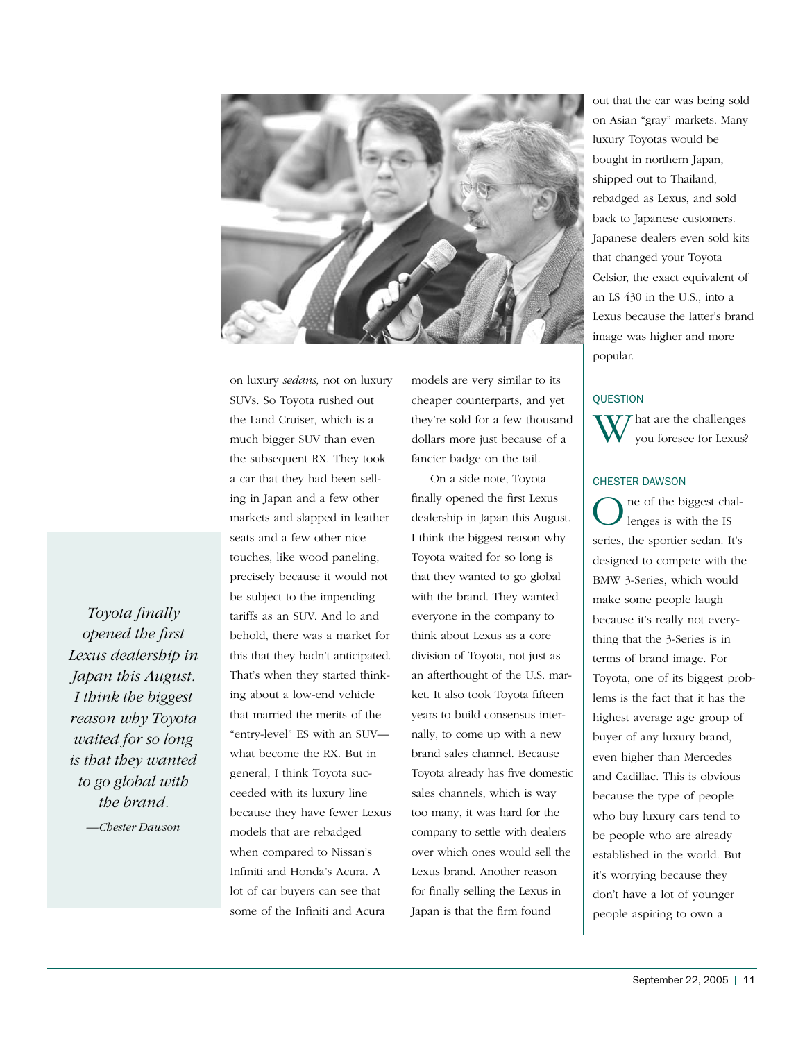on luxury *sedans,* not on luxury SUVs. So Toyota rushed out the Land Cruiser, which is a much bigger SUV than even the subsequent RX. They took a car that they had been selling in Japan and a few other markets and slapped in leather seats and a few other nice touches, like wood paneling, precisely because it would not be subject to the impending tariffs as an SUV. And lo and behold, there was a market for this that they hadn't anticipated. That's when they started thinking about a low-end vehicle that married the merits of the "entry-level" ES with an SUV—what become the RX. But in general, I think Toyota succeeded with its luxury line because they have fewer Lexus models that are rebadged when compared to Nissan's Infiniti and Honda's Acura. A lot of car buyers can see that some of the Infiniti and Acura models are very similar to its cheaper counterparts, and yet they're sold for a few thousand dollars more just because of a fancier badge on the tail.

On a side note, Toyota finally opened the first Lexus dealership in Japan this August. I think the biggest reason why Toyota waited for so long is that they wanted to go global with the brand. They wanted everyone in the company to think about Lexus as a core division of Toyota, not just as an afterthought of the U.S. market. It also took Toyota fifteen years to build consensus internally, to come up with a new brand sales channel. Because Toyota already has five domestic sales channels, which is way too many, it was hard for the company to settle with dealers over which ones would sell the Lexus brand. Another reason for finally selling the Lexus in Japan is that the firm found out that the car was being sold on Asian "gray" markets. Many luxury Toyotas would be bought in northern Japan, shipped out to Thailand, rebadged as Lexus, and sold back to Japanese customers. Japanese dealers even sold kits that changed your Toyota Celsior, the exact equivalent of an LS 430 in the U.S., into a Lexus because the latter's brand image was higher and more popular.

> *Toyota finally opened the first Lexus dealership in Japan this August. I think the biggest reason why Toyota waited for so long is that they wanted to go global with the brand.*
>
> *—Chester Dawson*

QUESTION

What are the challenges you foresee for Lexus?

CHESTER DAWSON

One of the biggest challenges is with the IS series, the sportier sedan. It's designed to compete with the BMW 3-Series, which would make some people laugh because it's really not everything that the 3-Series is in terms of brand image. For Toyota, one of its biggest problems is the fact that it has the highest average age group of buyer of any luxury brand, even higher than Mercedes and Cadillac. This is obvious because the type of people who buy luxury cars tend to be people who are already established in the world. But it's worrying because they don't have a lot of younger people aspiring to own a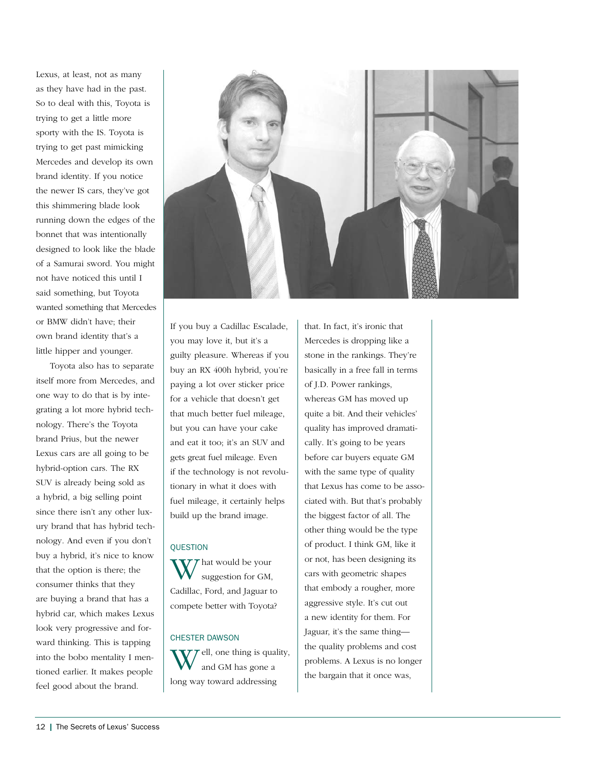Lexus, at least, not as many as they have had in the past. So to deal with this, Toyota is trying to get a little more sporty with the IS. Toyota is trying to get past mimicking Mercedes and develop its own brand identity. If you notice the newer IS cars, they've got this shimmering blade look running down the edges of the bonnet that was intentionally designed to look like the blade of a Samurai sword. You might not have noticed this until I said something, but Toyota wanted something that Mercedes or BMW didn't have; their own brand identity that's a little hipper and younger.

Toyota also has to separate itself more from Mercedes, and one way to do that is by integrating a lot more hybrid technology. There's the Toyota brand Prius, but the newer Lexus cars are all going to be hybrid-option cars. The RX SUV is already being sold as a hybrid, a big selling point since there isn't any other luxury brand that has hybrid technology. And even if you don't buy a hybrid, it's nice to know that the option is there; the consumer thinks that they are buying a brand that has a hybrid car, which makes Lexus look very progressive and forward thinking. This is tapping into the bobo mentality I mentioned earlier. It makes people feel good about the brand.

If you buy a Cadillac Escalade, you may love it, but it's a guilty pleasure. Whereas if you buy an RX 400h hybrid, you're paying a lot over sticker price for a vehicle that doesn't get that much better fuel mileage, but you can have your cake and eat it too; it's an SUV and gets great fuel mileage. Even if the technology is not revolutionary in what it does with fuel mileage, it certainly helps build up the brand image.

QUESTION

What would be your suggestion for GM, Cadillac, Ford, and Jaguar to compete better with Toyota?

CHESTER DAWSON

Well, one thing is quality, and GM has gone a long way toward addressing that. In fact, it's ironic that Mercedes is dropping like a stone in the rankings. They're basically in a free fall in terms of J.D. Power rankings, whereas GM has moved up quite a bit. And their vehicles' quality has improved dramatically. It's going to be years before car buyers equate GM with the same type of quality that Lexus has come to be associated with. But that's probably the biggest factor of all. The other thing would be the type of product. I think GM, like it or not, has been designing its cars with geometric shapes that embody a rougher, more aggressive style. It's cut out a new identity for them. For Jaguar, it's the same thing—the quality problems and cost problems. A Lexus is no longer the bargain that it once was,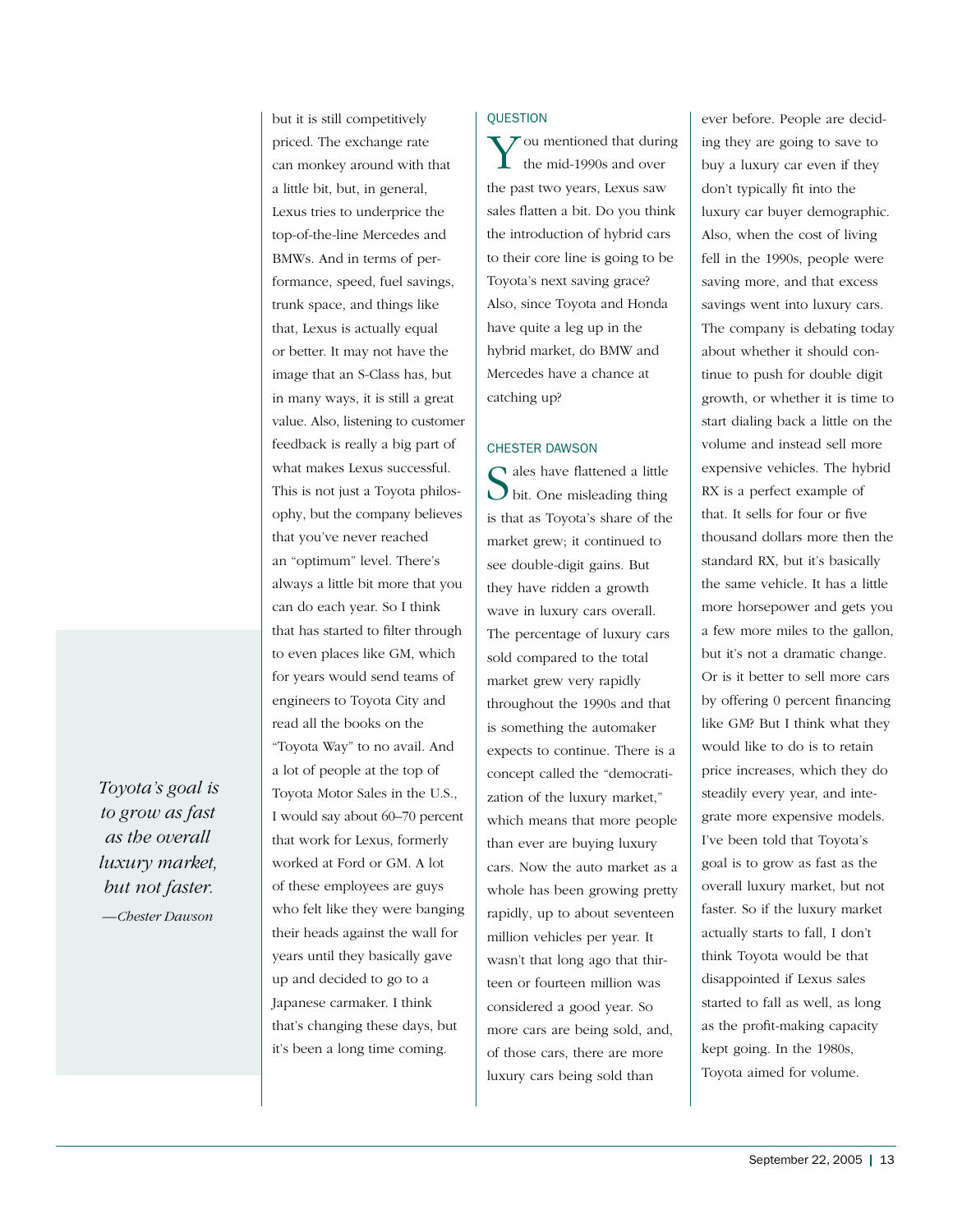but it is still competitively priced. The exchange rate can monkey around with that a little bit, but, in general, Lexus tries to underprice the top-of-the-line Mercedes and BMWs. And in terms of performance, speed, fuel savings, trunk space, and things like that, Lexus is actually equal or better. It may not have the image that an S-Class has, but in many ways, it is still a great value. Also, listening to customer feedback is really a big part of what makes Lexus successful. This is not just a Toyota philosophy, but the company believes that you've never reached an "optimum" level. There's always a little bit more that you can do each year. So I think that has started to filter through to even places like GM, which for years would send teams of engineers to Toyota City and read all the books on the "Toyota Way" to no avail. And a lot of people at the top of Toyota Motor Sales in the U.S., I would say about 60–70 percent that work for Lexus, formerly worked at Ford or GM. A lot of these employees are guys who felt like they were banging their heads against the wall for years until they basically gave up and decided to go to a Japanese carmaker. I think that's changing these days, but it's been a long time coming.

> *Toyota's goal is to grow as fast as the overall luxury market, but not faster.*
>
> *—Chester Dawson*

QUESTION

You mentioned that during the mid-1990s and over the past two years, Lexus saw sales flatten a bit. Do you think the introduction of hybrid cars to their core line is going to be Toyota's next saving grace? Also, since Toyota and Honda have quite a leg up in the hybrid market, do BMW and Mercedes have a chance at catching up?

CHESTER DAWSON

Sales have flattened a little bit. One misleading thing is that as Toyota's share of the market grew; it continued to see double-digit gains. But they have ridden a growth wave in luxury cars overall. The percentage of luxury cars sold compared to the total market grew very rapidly throughout the 1990s and that is something the automaker expects to continue. There is a concept called the "democratization of the luxury market," which means that more people than ever are buying luxury cars. Now the auto market as a whole has been growing pretty rapidly, up to about seventeen million vehicles per year. It wasn't that long ago that thirteen or fourteen million was considered a good year. So more cars are being sold, and, of those cars, there are more luxury cars being sold than ever before. People are deciding they are going to save to buy a luxury car even if they don't typically fit into the luxury car buyer demographic. Also, when the cost of living fell in the 1990s, people were saving more, and that excess savings went into luxury cars. The company is debating today about whether it should continue to push for double digit growth, or whether it is time to start dialing back a little on the volume and instead sell more expensive vehicles. The hybrid RX is a perfect example of that. It sells for four or five thousand dollars more then the standard RX, but it's basically the same vehicle. It has a little more horsepower and gets you a few more miles to the gallon, but it's not a dramatic change. Or is it better to sell more cars by offering 0 percent financing like GM? But I think what they would like to do is to retain price increases, which they do steadily every year, and integrate more expensive models. I've been told that Toyota's goal is to grow as fast as the overall luxury market, but not faster. So if the luxury market actually starts to fall, I don't think Toyota would be that disappointed if Lexus sales started to fall as well, as long as the profit-making capacity kept going. In the 1980s, Toyota aimed for volume.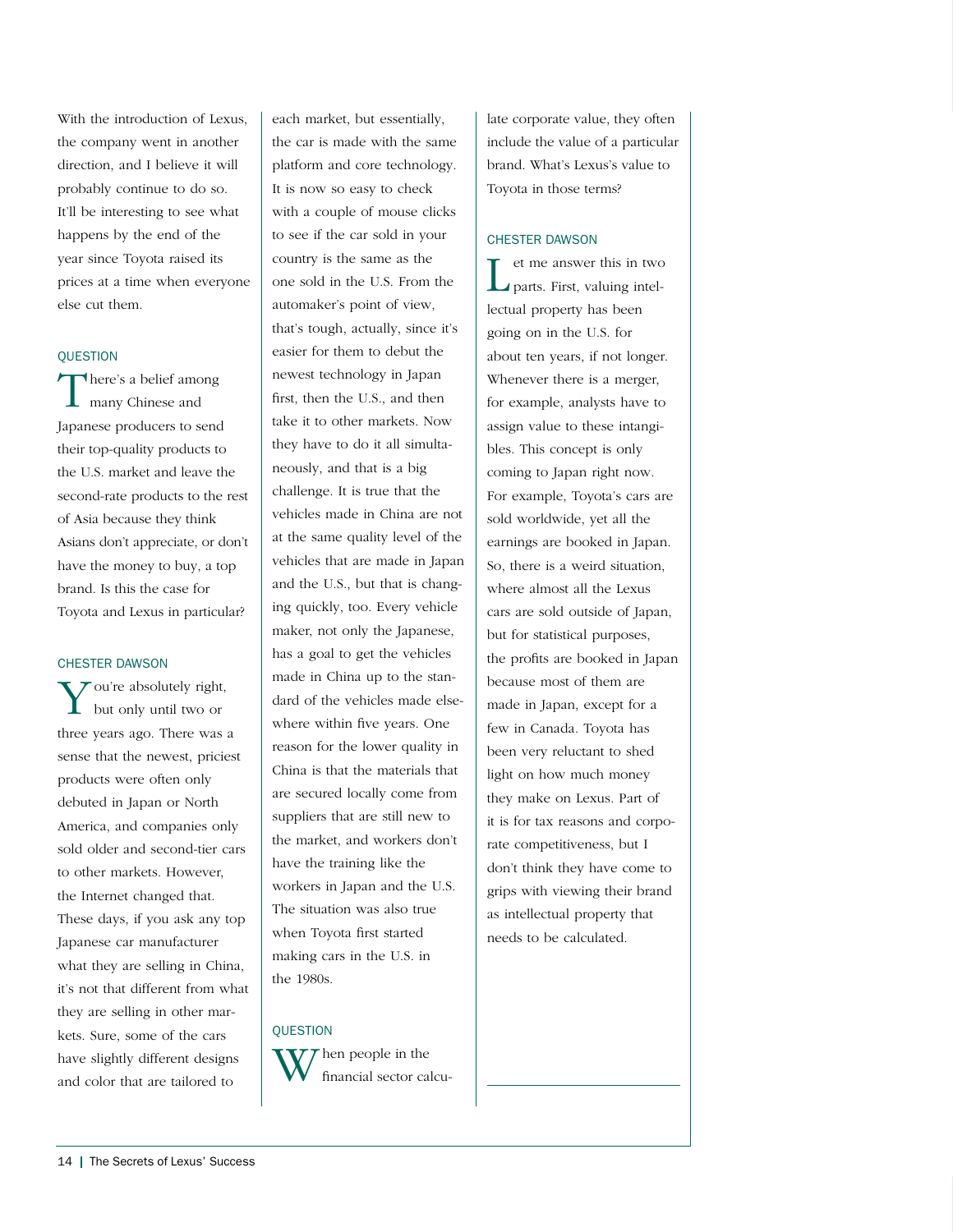With the introduction of Lexus, the company went in another direction, and I believe it will probably continue to do so. It'll be interesting to see what happens by the end of the year since Toyota raised its prices at a time when everyone else cut them.

QUESTION

There's a belief among many Chinese and Japanese producers to send their top-quality products to the U.S. market and leave the second-rate products to the rest of Asia because they think Asians don't appreciate, or don't have the money to buy, a top brand. Is this the case for Toyota and Lexus in particular?

CHESTER DAWSON

You're absolutely right, but only until two or three years ago. There was a sense that the newest, priciest products were often only debuted in Japan or North America, and companies only sold older and second-tier cars to other markets. However, the Internet changed that. These days, if you ask any top Japanese car manufacturer what they are selling in China, it's not that different from what they are selling in other markets. Sure, some of the cars have slightly different designs and color that are tailored to each market, but essentially, the car is made with the same platform and core technology. It is now so easy to check with a couple of mouse clicks to see if the car sold in your country is the same as the one sold in the U.S. From the automaker's point of view, that's tough, actually, since it's easier for them to debut the newest technology in Japan first, then the U.S., and then take it to other markets. Now they have to do it all simultaneously, and that is a big challenge. It is true that the vehicles made in China are not at the same quality level of the vehicles that are made in Japan and the U.S., but that is changing quickly, too. Every vehicle maker, not only the Japanese, has a goal to get the vehicles made in China up to the standard of the vehicles made elsewhere within five years. One reason for the lower quality in China is that the materials that are secured locally come from suppliers that are still new to the market, and workers don't have the training like the workers in Japan and the U.S. The situation was also true when Toyota first started making cars in the U.S. in the 1980s.

QUESTION

When people in the financial sector calculate corporate value, they often include the value of a particular brand. What's Lexus's value to Toyota in those terms?

CHESTER DAWSON

Let me answer this in two parts. First, valuing intellectual property has been going on in the U.S. for about ten years, if not longer. Whenever there is a merger, for example, analysts have to assign value to these intangibles. This concept is only coming to Japan right now. For example, Toyota's cars are sold worldwide, yet all the earnings are booked in Japan. So, there is a weird situation, where almost all the Lexus cars are sold outside of Japan, but for statistical purposes, the profits are booked in Japan because most of them are made in Japan, except for a few in Canada. Toyota has been very reluctant to shed light on how much money they make on Lexus. Part of it is for tax reasons and corporate competitiveness, but I don't think they have come to grips with viewing their brand as intellectual property that needs to be calculated.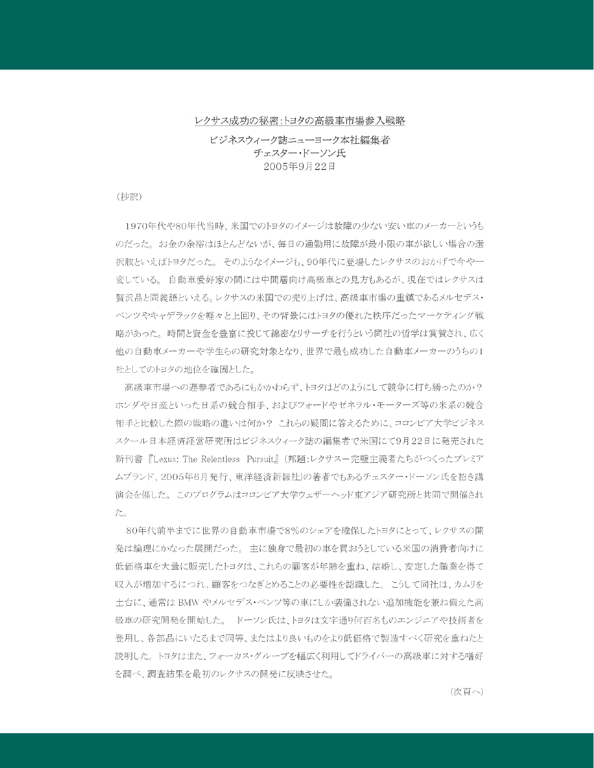## レクサス成功の秘密:トヨタの高級車市場参入戦略

ビジネスウィーク誌ニューヨーク本社編集者
チェスター・ドーソン氏
2005年9月22日

（抄訳）

1970年代や80年代当時、米国でのトヨタのイメージは故障の少ない安い車のメーカーというものだった。お金の余裕はほとんどないが、毎日の通勤用に故障が最小限の車が欲しい場合の選択肢といえばトヨタだった。 そのようなイメージも、90年代に登場したレクサスのおかげで今や一変している。 自動車愛好家の間には中間層向け高級車との見方もあるが、現在ではレクサスは贅沢品と同義語といえる。レクサスの米国での売り上げは、高級車市場の重鎮であるメルセデス・ベンツやキャデラックを軽々と上回り、その背景にはトヨタの優れた秩序だったマーケティング戦略があった。 時間と資金を豊富に投じて綿密なリサーチを行うという同社の哲学は賞賛され、広く他の自動車メーカーや学生らの研究対象となり、世界で最も成功した自動車メーカーのうちの1社としてのトヨタの地位を確固とした。

高級車市場への遅参者であるにもかかわらず、トヨタはどのようにして競争に打ち勝ったのか？ホンダや日産といった日系の競合相手、およびフォードやゼネラル・モーターズ等の米系の競合相手と比較した際の戦略の違いは何か？ これらの疑問に答えるために、コロンビア大学ビジネススクール日本経済経営研究所はビジネスウィーク誌の編集者で米国にて9月22日に発売された新刊書『Lexus: The Relentless Pursuit』（邦題:レクサス―完璧主義者たちがつくったプレミアムブランド、2005年6月発行、東洋経済新報社）の著者でもあるチェスター・ドーソン氏を招き講演会を催した。 このプログラムはコロンビア大学ウェザーヘッド東アジア研究所と共同で開催された。

80年代前半までに世界の自動車市場で8%のシェアを確保したトヨタにとって、レクサスの開発は論理にかなった展開だった。 主に独身で最初の車を買おうとしている米国の消費者向けに低価格車を大量に販売したトヨタは、これらの顧客が年齢を重ね、結婚し、安定した職業を得て収入が増加するにつれ、顧客をつなぎとめることの必要性を認識した。 こうして同社は、カムリを土台に、通常は BMW やメルセデス・ベンツ等の車にしか装備されない追加機能を兼ね備えた高級車の研究開発を開始した。 ドーソン氏は、トヨタは文字通り何百名ものエンジニアや技術者を登用し、各部品にいたるまで同等、またはより良いものをより低価格で製造すべく研究を重ねたと説明した。トヨタはまた、フォーカス・グループを幅広く利用してドライバーの高級車に対する嗜好を調べ、調査結果を最初のレクサスの開発に反映させた。

（次頁へ）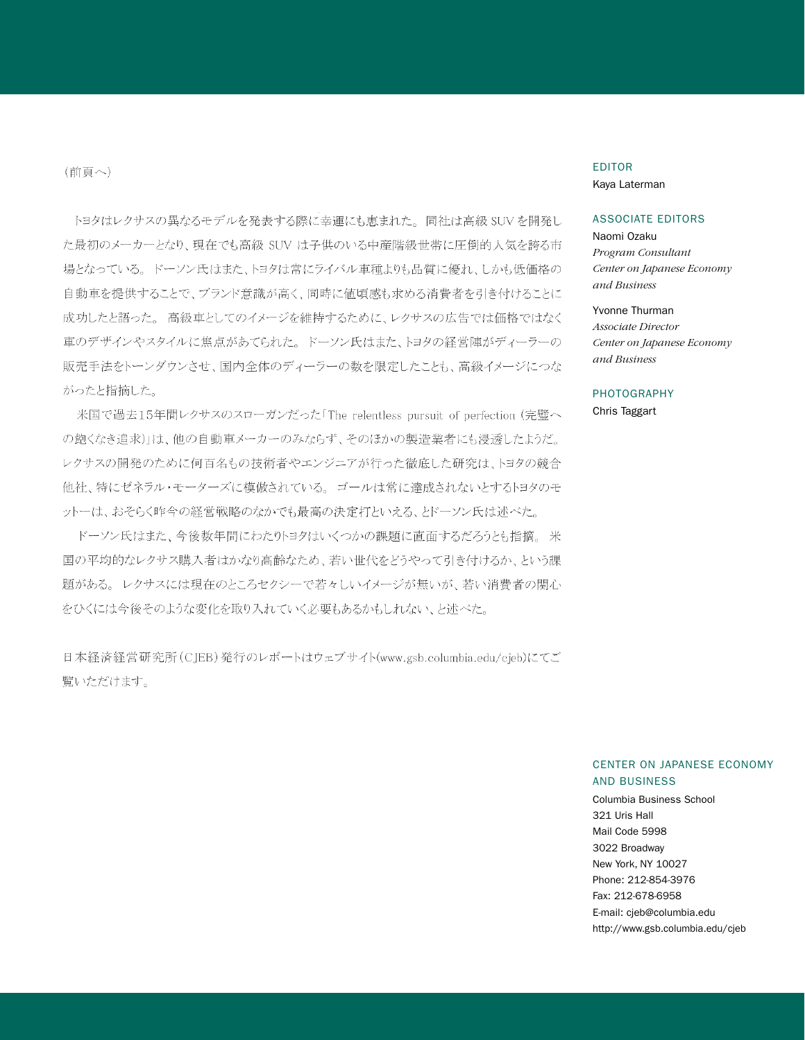(前頁へ)

トヨタはレクサスの異なるモデルを発表する際に幸運にも恵まれた。同社は高級 SUV を開発した最初のメーカーとなり、現在でも高級 SUV は子供のいる中産階級世帯に圧倒的人気を誇る市場となっている。ドーソン氏はまた、トヨタは常にライバル車種よりも品質に優れ、しかも低価格の自動車を提供することで、ブランド意識が高く、同時に値頃感も求める消費者を引き付けることに成功したと語った。高級車としてのイメージを維持するために、レクサスの広告では価格ではなく車のデザインやスタイルに焦点があてられた。ドーソン氏はまた、トヨタの経営陣がディーラーの販売手法をトーンダウンさせ、国内全体のディーラーの数を限定したことも、高級イメージにつながったと指摘した。

米国で過去15年間レクサスのスローガンだった「The relentless pursuit of perfection(完璧への飽くなき追求)」は、他の自動車メーカーのみならず、そのほかの製造業者にも浸透したようだ。レクサスの開発のために何百名もの技術者やエンジニアが行った徹底した研究は、トヨタの競合他社、特にゼネラル・モーターズに模倣されている。ゴールは常に達成されないとするトヨタのモットーは、おそらく昨今の経営戦略のなかでも最高の決定打といえる、とドーソン氏は述べた。

ドーソン氏はまた、今後数年間にわたりトヨタはいくつかの課題に直面するだろうとも指摘。米国の平均的なレクサス購入者はかなり高齢なため、若い世代をどうやって引き付けるか、という課題がある。レクサスには現在のところセクシーで若々しいイメージが無いが、若い消費者の関心をひくには今後そのような変化を取り入れていく必要もあるかもしれない、と述べた。

日本経済経営研究所(CJEB)発行のレポートはウェブサイト(www.gsb.columbia.edu/cjeb)にてご覧いただけます。

EDITOR
Kaya Laterman

ASSOCIATE EDITORS
Naomi Ozaku
*Program Consultant*
*Center on Japanese Economy and Business*

Yvonne Thurman
*Associate Director*
*Center on Japanese Economy and Business*

PHOTOGRAPHY
Chris Taggart

CENTER ON JAPANESE ECONOMY AND BUSINESS
Columbia Business School
321 Uris Hall
Mail Code 5998
3022 Broadway
New York, NY 10027
Phone: 212-854-3976
Fax: 212-678-6958
E-mail: cjeb@columbia.edu
http://www.gsb.columbia.edu/cjeb